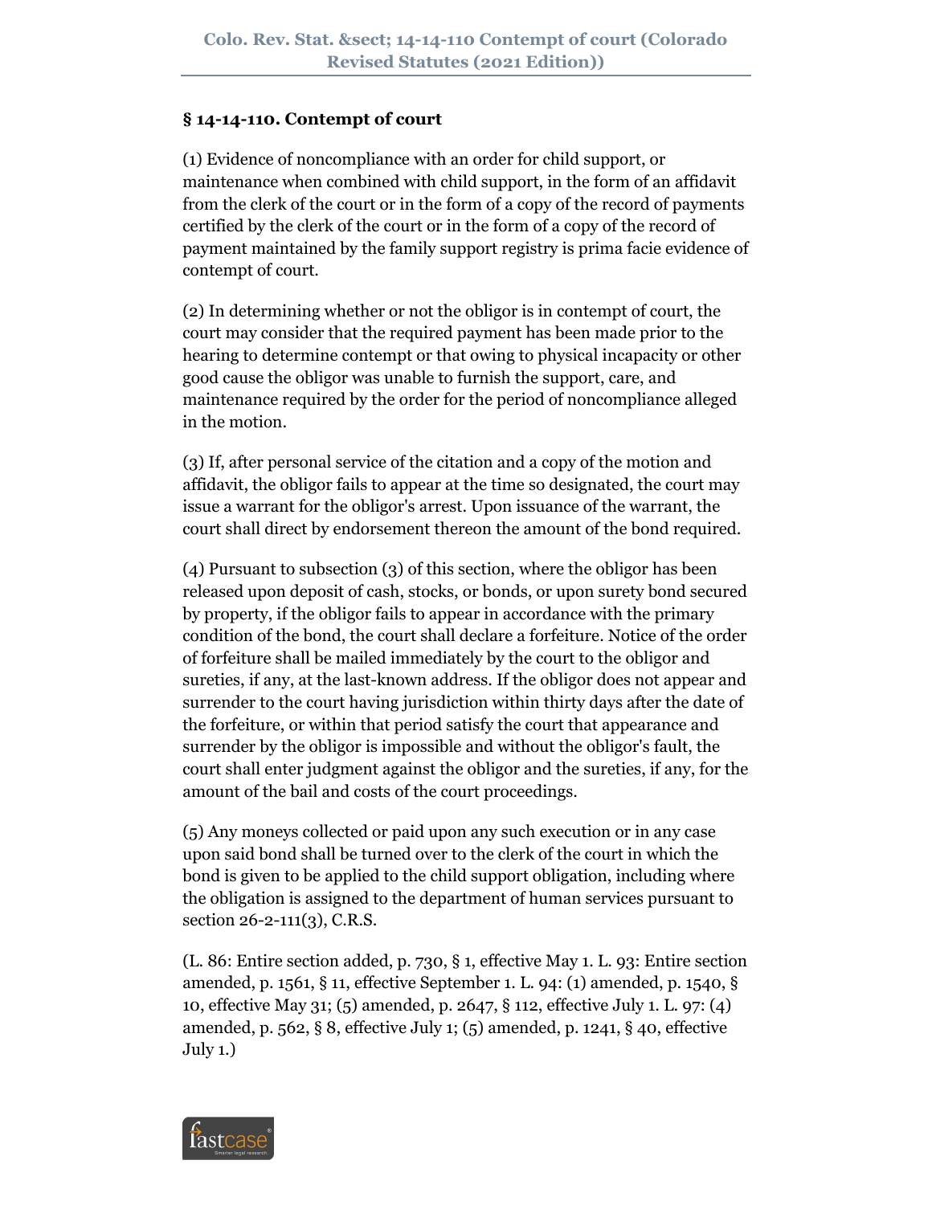## § 14-14-110. Contempt of court

(1) Evidence of noncompliance with an order for child support, or maintenance when combined with child support, in the form of an affidavit from the clerk of the court or in the form of a copy of the record of payments certified by the clerk of the court or in the form of a copy of the record of payment maintained by the family support registry is prima facie evidence of contempt of court.

(2) In determining whether or not the obligor is in contempt of court, the court may consider that the required payment has been made prior to the hearing to determine contempt or that owing to physical incapacity or other good cause the obligor was unable to furnish the support, care, and maintenance required by the order for the period of noncompliance alleged in the motion.

(3) If, after personal service of the citation and a copy of the motion and affidavit, the obligor fails to appear at the time so designated, the court may issue a warrant for the obligor's arrest. Upon issuance of the warrant, the court shall direct by endorsement thereon the amount of the bond required.

(4) Pursuant to subsection (3) of this section, where the obligor has been released upon deposit of cash, stocks, or bonds, or upon surety bond secured by property, if the obligor fails to appear in accordance with the primary condition of the bond, the court shall declare a forfeiture. Notice of the order of forfeiture shall be mailed immediately by the court to the obligor and sureties, if any, at the last-known address. If the obligor does not appear and surrender to the court having jurisdiction within thirty days after the date of the forfeiture, or within that period satisfy the court that appearance and surrender by the obligor is impossible and without the obligor's fault, the court shall enter judgment against the obligor and the sureties, if any, for the amount of the bail and costs of the court proceedings.

(5) Any moneys collected or paid upon any such execution or in any case upon said bond shall be turned over to the clerk of the court in which the bond is given to be applied to the child support obligation, including where the obligation is assigned to the department of human services pursuant to section 26-2-111(3), C.R.S.

(L. 86: Entire section added, p. 730, § 1, effective May 1. L. 93: Entire section amended, p. 1561, § 11, effective September 1. L. 94: (1) amended, p. 1540, § 10, effective May 31; (5) amended, p. 2647, § 112, effective July 1. L. 97: (4) amended, p. 562, § 8, effective July 1; (5) amended, p. 1241, § 40, effective July 1.)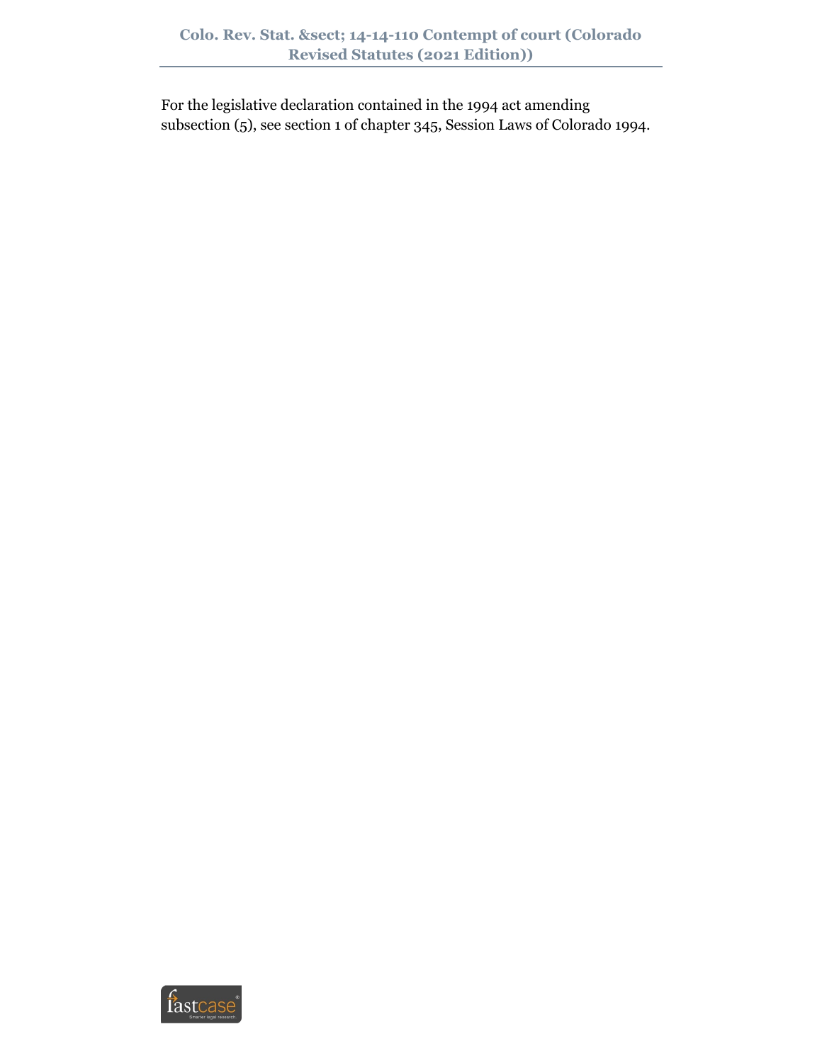For the legislative declaration contained in the 1994 act amending subsection (5), see section 1 of chapter 345, Session Laws of Colorado 1994.